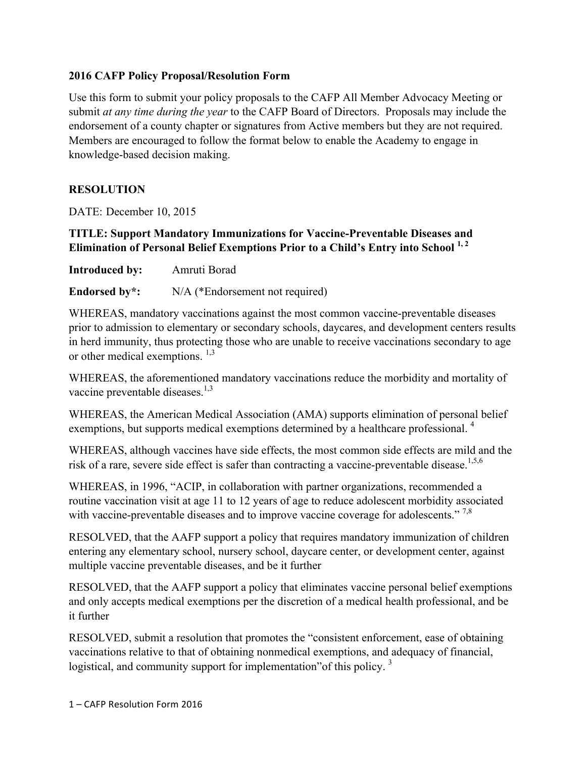**2016 CAFP Policy Proposal/Resolution Form**

Use this form to submit your policy proposals to the CAFP All Member Advocacy Meeting or submit *at any time during the year* to the CAFP Board of Directors. Proposals may include the endorsement of a county chapter or signatures from Active members but they are not required. Members are encouraged to follow the format below to enable the Academy to engage in knowledge-based decision making.

**RESOLUTION**

DATE: December 10, 2015

**TITLE: Support Mandatory Immunizations for Vaccine-Preventable Diseases and Elimination of Personal Belief Exemptions Prior to a Child's Entry into School [1, 2]**

**Introduced by:** Amruti Borad

**Endorsed by*:** N/A (*Endorsement not required)

WHEREAS, mandatory vaccinations against the most common vaccine-preventable diseases prior to admission to elementary or secondary schools, daycares, and development centers results in herd immunity, thus protecting those who are unable to receive vaccinations secondary to age or other medical exemptions. [1,3]

WHEREAS, the aforementioned mandatory vaccinations reduce the morbidity and mortality of vaccine preventable diseases.[1,3]

WHEREAS, the American Medical Association (AMA) supports elimination of personal belief exemptions, but supports medical exemptions determined by a healthcare professional. [4]

WHEREAS, although vaccines have side effects, the most common side effects are mild and the risk of a rare, severe side effect is safer than contracting a vaccine-preventable disease.[1,5,6]

WHEREAS, in 1996, "ACIP, in collaboration with partner organizations, recommended a routine vaccination visit at age 11 to 12 years of age to reduce adolescent morbidity associated with vaccine-preventable diseases and to improve vaccine coverage for adolescents." [7,8]

RESOLVED, that the AAFP support a policy that requires mandatory immunization of children entering any elementary school, nursery school, daycare center, or development center, against multiple vaccine preventable diseases, and be it further

RESOLVED, that the AAFP support a policy that eliminates vaccine personal belief exemptions and only accepts medical exemptions per the discretion of a medical health professional, and be it further

RESOLVED, submit a resolution that promotes the "consistent enforcement, ease of obtaining vaccinations relative to that of obtaining nonmedical exemptions, and adequacy of financial, logistical, and community support for implementation"of this policy. [3]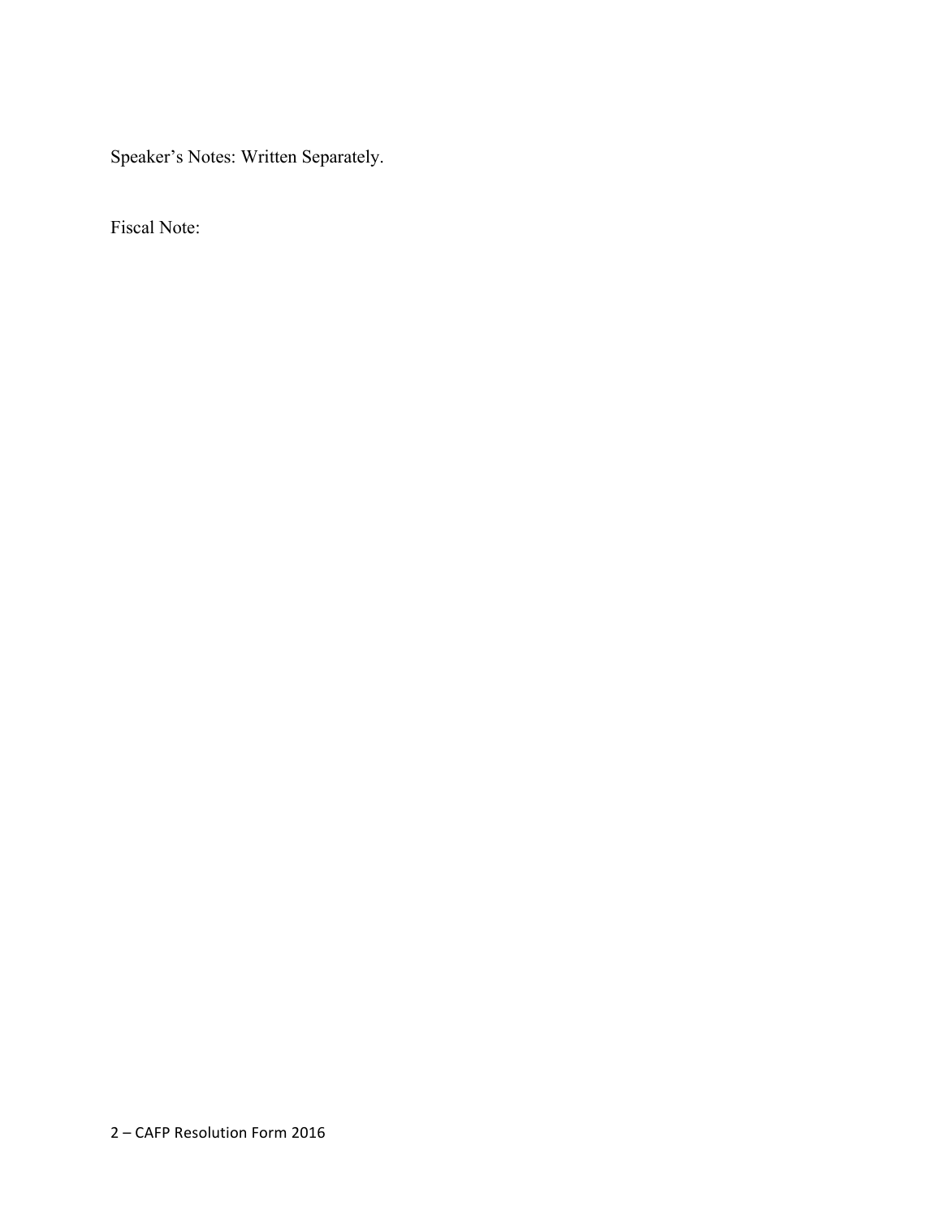Speaker's Notes: Written Separately.

Fiscal Note: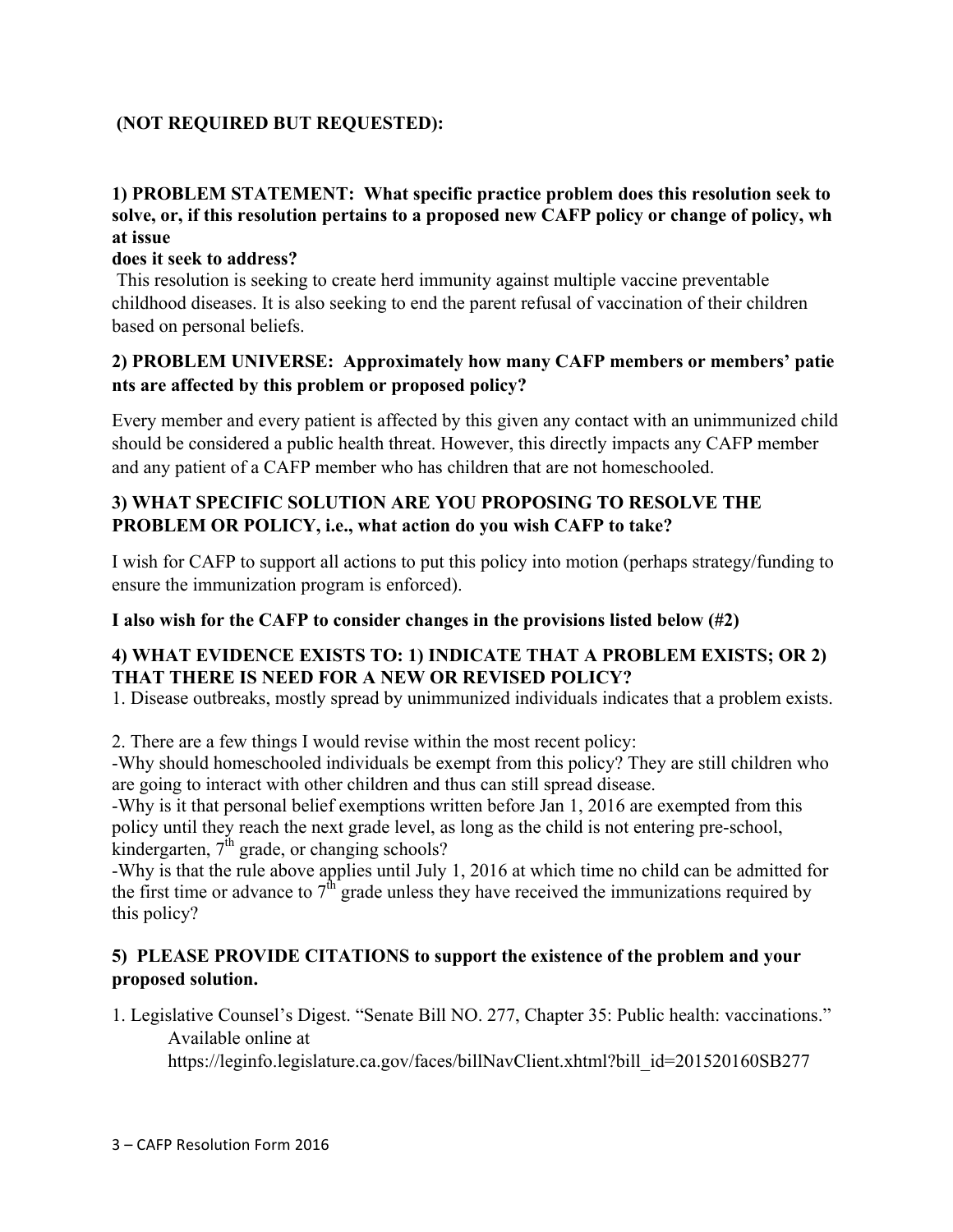**(NOT REQUIRED BUT REQUESTED):**

**1) PROBLEM STATEMENT: What specific practice problem does this resolution seek to solve, or, if this resolution pertains to a proposed new CAFP policy or change of policy, what issue does it seek to address?**

This resolution is seeking to create herd immunity against multiple vaccine preventable childhood diseases. It is also seeking to end the parent refusal of vaccination of their children based on personal beliefs.

**2) PROBLEM UNIVERSE: Approximately how many CAFP members or members' patients are affected by this problem or proposed policy?**

Every member and every patient is affected by this given any contact with an unimmunized child should be considered a public health threat. However, this directly impacts any CAFP member and any patient of a CAFP member who has children that are not homeschooled.

**3) WHAT SPECIFIC SOLUTION ARE YOU PROPOSING TO RESOLVE THE PROBLEM OR POLICY, i.e., what action do you wish CAFP to take?**

I wish for CAFP to support all actions to put this policy into motion (perhaps strategy/funding to ensure the immunization program is enforced).

**I also wish for the CAFP to consider changes in the provisions listed below (#2)**

**4) WHAT EVIDENCE EXISTS TO: 1) INDICATE THAT A PROBLEM EXISTS; OR 2) THAT THERE IS NEED FOR A NEW OR REVISED POLICY?**

1. Disease outbreaks, mostly spread by unimmunized individuals indicates that a problem exists.

2. There are a few things I would revise within the most recent policy:
-Why should homeschooled individuals be exempt from this policy? They are still children who are going to interact with other children and thus can still spread disease.
-Why is it that personal belief exemptions written before Jan 1, 2016 are exempted from this policy until they reach the next grade level, as long as the child is not entering pre-school, kindergarten, 7th grade, or changing schools?
-Why is that the rule above applies until July 1, 2016 at which time no child can be admitted for the first time or advance to 7th grade unless they have received the immunizations required by this policy?

**5) PLEASE PROVIDE CITATIONS to support the existence of the problem and your proposed solution.**

1. Legislative Counsel's Digest. "Senate Bill NO. 277, Chapter 35: Public health: vaccinations." Available online at https://leginfo.legislature.ca.gov/faces/billNavClient.xhtml?bill_id=201520160SB277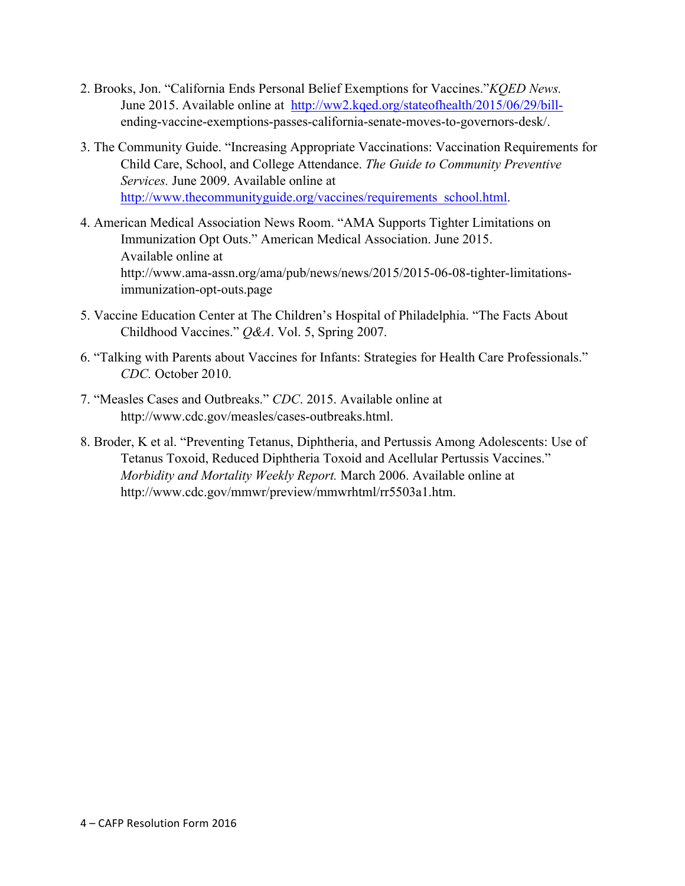2. Brooks, Jon. "California Ends Personal Belief Exemptions for Vaccines."*KQED News.* June 2015. Available online at http://ww2.kqed.org/stateofhealth/2015/06/29/bill-ending-vaccine-exemptions-passes-california-senate-moves-to-governors-desk/.

3. The Community Guide. "Increasing Appropriate Vaccinations: Vaccination Requirements for Child Care, School, and College Attendance. *The Guide to Community Preventive Services.* June 2009. Available online at http://www.thecommunityguide.org/vaccines/requirements_school.html.

4. American Medical Association News Room. "AMA Supports Tighter Limitations on Immunization Opt Outs." American Medical Association. June 2015. Available online at http://www.ama-assn.org/ama/pub/news/news/2015/2015-06-08-tighter-limitations-immunization-opt-outs.page

5. Vaccine Education Center at The Children's Hospital of Philadelphia. "The Facts About Childhood Vaccines." *Q&A*. Vol. 5, Spring 2007.

6. "Talking with Parents about Vaccines for Infants: Strategies for Health Care Professionals." *CDC.* October 2010.

7. "Measles Cases and Outbreaks." *CDC*. 2015. Available online at http://www.cdc.gov/measles/cases-outbreaks.html.

8. Broder, K et al. "Preventing Tetanus, Diphtheria, and Pertussis Among Adolescents: Use of Tetanus Toxoid, Reduced Diphtheria Toxoid and Acellular Pertussis Vaccines." *Morbidity and Mortality Weekly Report.* March 2006. Available online at http://www.cdc.gov/mmwr/preview/mmwrhtml/rr5503a1.htm.